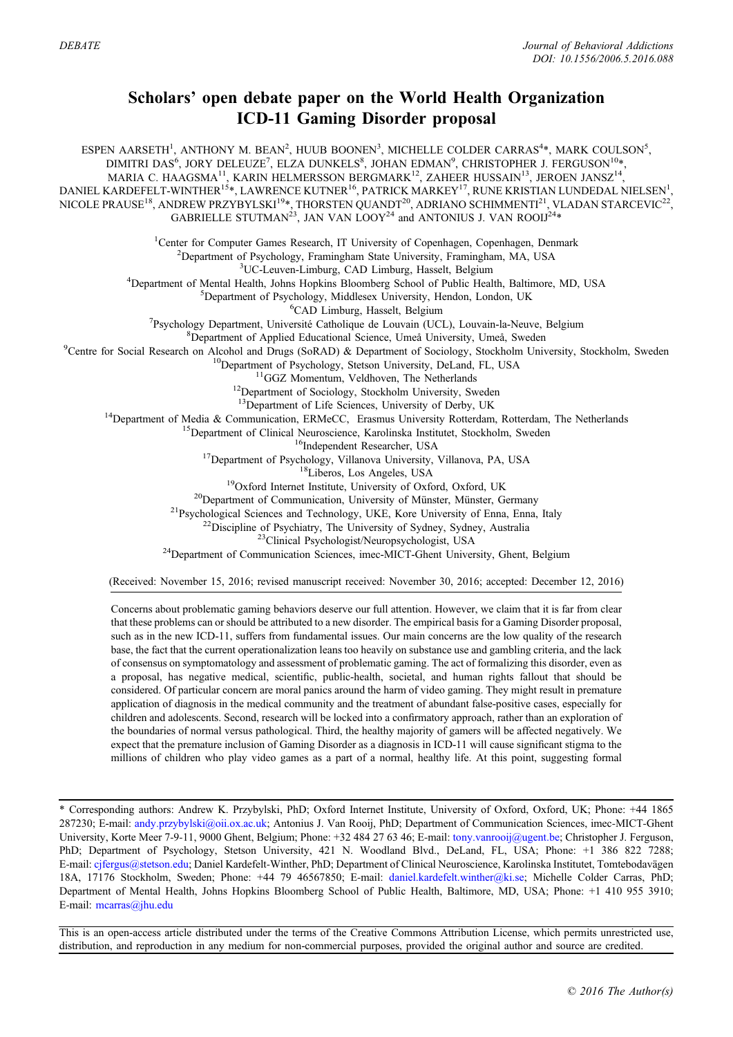DEBATE

# Scholars' open debate paper on the World Health Organization ICD-11 Gaming Disorder proposal

ESPEN AARSETH[1], ANTHONY M. BEAN[2], HUUB BOONEN[3], MICHELLE COLDER CARRAS[4]*, MARK COULSON[5], DIMITRI DAS[6], JORY DELEUZE[7], ELZA DUNKELS[8], JOHAN EDMAN[9], CHRISTOPHER J. FERGUSON[10]*, MARIA C. HAAGSMA[11], KARIN HELMERSSON BERGMARK[12], ZAHEER HUSSAIN[13], JEROEN JANSZ[14], DANIEL KARDEFELT-WINTHER[15]*, LAWRENCE KUTNER[16], PATRICK MARKEY[17], RUNE KRISTIAN LUNDEDAL NIELSEN[1], NICOLE PRAUSE[18], ANDREW PRZYBYLSKI[19]*, THORSTEN QUANDT[20], ADRIANO SCHIMMENTI[21], VLADAN STARCEVIC[22], GABRIELLE STUTMAN[23], JAN VAN LOOY[24] and ANTONIUS J. VAN ROOIJ[24]*

[1]Center for Computer Games Research, IT University of Copenhagen, Copenhagen, Denmark
[2]Department of Psychology, Framingham State University, Framingham, MA, USA
[3]UC-Leuven-Limburg, CAD Limburg, Hasselt, Belgium
[4]Department of Mental Health, Johns Hopkins Bloomberg School of Public Health, Baltimore, MD, USA
[5]Department of Psychology, Middlesex University, Hendon, London, UK
[6]CAD Limburg, Hasselt, Belgium
[7]Psychology Department, Université Catholique de Louvain (UCL), Louvain-la-Neuve, Belgium
[8]Department of Applied Educational Science, Umeå University, Umeå, Sweden
[9]Centre for Social Research on Alcohol and Drugs (SoRAD) & Department of Sociology, Stockholm University, Stockholm, Sweden
[10]Department of Psychology, Stetson University, DeLand, FL, USA
[11]GGZ Momentum, Veldhoven, The Netherlands
[12]Department of Sociology, Stockholm University, Sweden
[13]Department of Life Sciences, University of Derby, UK
[14]Department of Media & Communication, ERMeCC, Erasmus University Rotterdam, Rotterdam, The Netherlands
[15]Department of Clinical Neuroscience, Karolinska Institutet, Stockholm, Sweden
[16]Independent Researcher, USA
[17]Department of Psychology, Villanova University, Villanova, PA, USA
[18]Liberos, Los Angeles, USA
[19]Oxford Internet Institute, University of Oxford, Oxford, UK
[20]Department of Communication, University of Münster, Münster, Germany
[21]Psychological Sciences and Technology, UKE, Kore University of Enna, Enna, Italy
[22]Discipline of Psychiatry, The University of Sydney, Sydney, Australia
[23]Clinical Psychologist/Neuropsychologist, USA
[24]Department of Communication Sciences, imec-MICT-Ghent University, Ghent, Belgium

(Received: November 15, 2016; revised manuscript received: November 30, 2016; accepted: December 12, 2016)

Concerns about problematic gaming behaviors deserve our full attention. However, we claim that it is far from clear that these problems can or should be attributed to a new disorder. The empirical basis for a Gaming Disorder proposal, such as in the new ICD-11, suffers from fundamental issues. Our main concerns are the low quality of the research base, the fact that the current operationalization leans too heavily on substance use and gambling criteria, and the lack of consensus on symptomatology and assessment of problematic gaming. The act of formalizing this disorder, even as a proposal, has negative medical, scientific, public-health, societal, and human rights fallout that should be considered. Of particular concern are moral panics around the harm of video gaming. They might result in premature application of diagnosis in the medical community and the treatment of abundant false-positive cases, especially for children and adolescents. Second, research will be locked into a confirmatory approach, rather than an exploration of the boundaries of normal versus pathological. Third, the healthy majority of gamers will be affected negatively. We expect that the premature inclusion of Gaming Disorder as a diagnosis in ICD-11 will cause significant stigma to the millions of children who play video games as a part of a normal, healthy life. At this point, suggesting formal

---

* Corresponding authors: Andrew K. Przybylski, PhD; Oxford Internet Institute, University of Oxford, Oxford, UK; Phone: +44 1865 287230; E-mail: andy.przybylski@oii.ox.ac.uk; Antonius J. Van Rooij, PhD; Department of Communication Sciences, imec-MICT-Ghent University, Korte Meer 7-9-11, 9000 Ghent, Belgium; Phone: +32 484 27 63 46; E-mail: tony.vanrooij@ugent.be; Christopher J. Ferguson, PhD; Department of Psychology, Stetson University, 421 N. Woodland Blvd., DeLand, FL, USA; Phone: +1 386 822 7288; E-mail: cjfergus@stetson.edu; Daniel Kardefelt-Winther, PhD; Department of Clinical Neuroscience, Karolinska Institutet, Tomtebodavägen 18A, 17176 Stockholm, Sweden; Phone: +44 79 46567850; E-mail: daniel.kardefelt.winther@ki.se; Michelle Colder Carras, PhD; Department of Mental Health, Johns Hopkins Bloomberg School of Public Health, Baltimore, MD, USA; Phone: +1 410 955 3910; E-mail: mcarras@jhu.edu

This is an open-access article distributed under the terms of the Creative Commons Attribution License, which permits unrestricted use, distribution, and reproduction in any medium for non-commercial purposes, provided the original author and source are credited.

© 2016 The Author(s)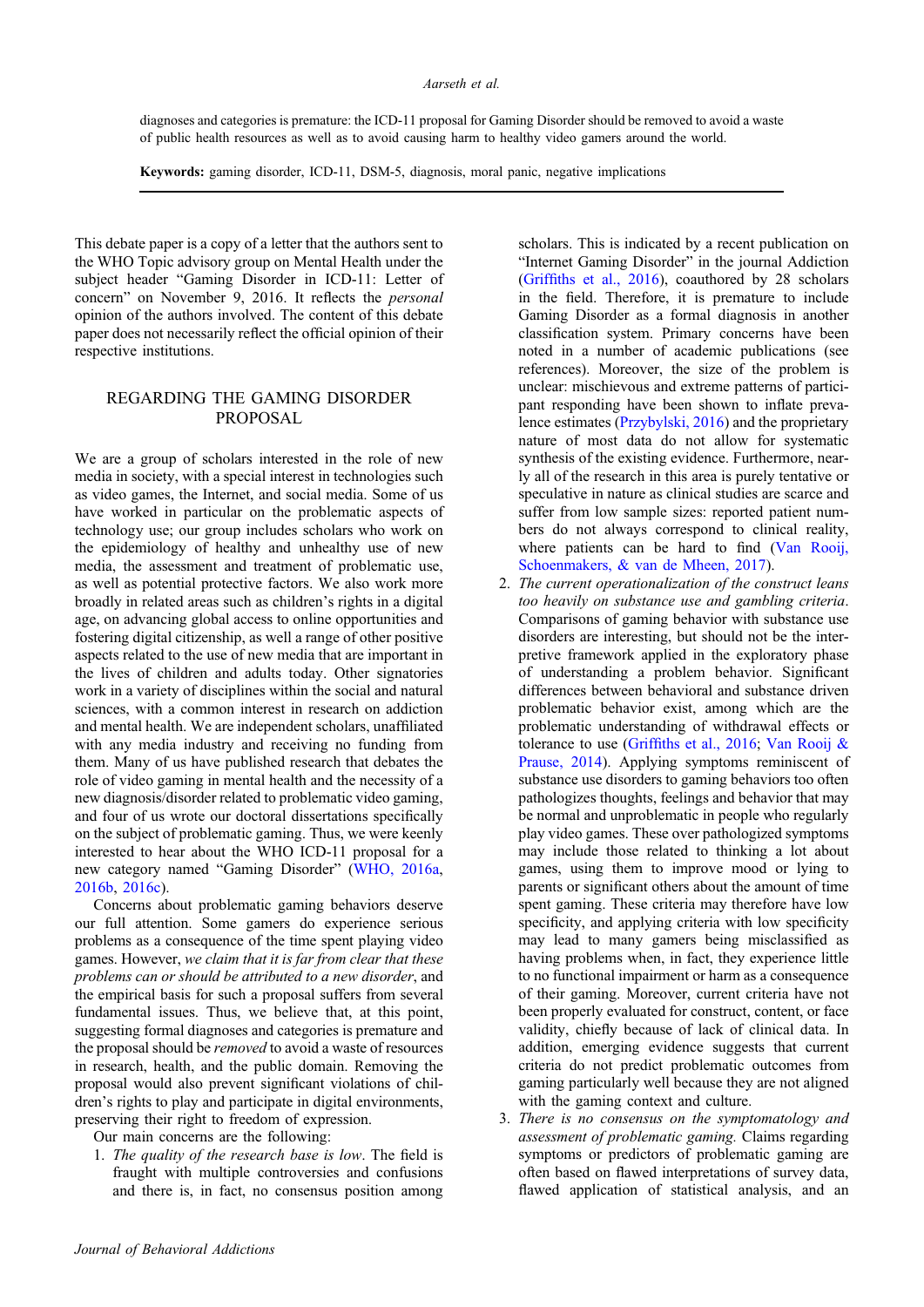diagnoses and categories is premature: the ICD-11 proposal for Gaming Disorder should be removed to avoid a waste of public health resources as well as to avoid causing harm to healthy video gamers around the world.

**Keywords:** gaming disorder, ICD-11, DSM-5, diagnosis, moral panic, negative implications

This debate paper is a copy of a letter that the authors sent to the WHO Topic advisory group on Mental Health under the subject header "Gaming Disorder in ICD-11: Letter of concern" on November 9, 2016. It reflects the *personal* opinion of the authors involved. The content of this debate paper does not necessarily reflect the official opinion of their respective institutions.

## REGARDING THE GAMING DISORDER PROPOSAL

We are a group of scholars interested in the role of new media in society, with a special interest in technologies such as video games, the Internet, and social media. Some of us have worked in particular on the problematic aspects of technology use; our group includes scholars who work on the epidemiology of healthy and unhealthy use of new media, the assessment and treatment of problematic use, as well as potential protective factors. We also work more broadly in related areas such as children's rights in a digital age, on advancing global access to online opportunities and fostering digital citizenship, as well a range of other positive aspects related to the use of new media that are important in the lives of children and adults today. Other signatories work in a variety of disciplines within the social and natural sciences, with a common interest in research on addiction and mental health. We are independent scholars, unaffiliated with any media industry and receiving no funding from them. Many of us have published research that debates the role of video gaming in mental health and the necessity of a new diagnosis/disorder related to problematic video gaming, and four of us wrote our doctoral dissertations specifically on the subject of problematic gaming. Thus, we were keenly interested to hear about the WHO ICD-11 proposal for a new category named "Gaming Disorder" (WHO, 2016a, 2016b, 2016c).

Concerns about problematic gaming behaviors deserve our full attention. Some gamers do experience serious problems as a consequence of the time spent playing video games. However, *we claim that it is far from clear that these problems can or should be attributed to a new disorder*, and the empirical basis for such a proposal suffers from several fundamental issues. Thus, we believe that, at this point, suggesting formal diagnoses and categories is premature and the proposal should be *removed* to avoid a waste of resources in research, health, and the public domain. Removing the proposal would also prevent significant violations of children's rights to play and participate in digital environments, preserving their right to freedom of expression.

Our main concerns are the following:

1. *The quality of the research base is low*. The field is fraught with multiple controversies and confusions and there is, in fact, no consensus position among scholars. This is indicated by a recent publication on "Internet Gaming Disorder" in the journal Addiction (Griffiths et al., 2016), coauthored by 28 scholars in the field. Therefore, it is premature to include Gaming Disorder as a formal diagnosis in another classification system. Primary concerns have been noted in a number of academic publications (see references). Moreover, the size of the problem is unclear: mischievous and extreme patterns of participant responding have been shown to inflate prevalence estimates (Przybylski, 2016) and the proprietary nature of most data do not allow for systematic synthesis of the existing evidence. Furthermore, nearly all of the research in this area is purely tentative or speculative in nature as clinical studies are scarce and suffer from low sample sizes: reported patient numbers do not always correspond to clinical reality, where patients can be hard to find (Van Rooij, Schoenmakers, & van de Mheen, 2017).
2. *The current operationalization of the construct leans too heavily on substance use and gambling criteria*. Comparisons of gaming behavior with substance use disorders are interesting, but should not be the interpretive framework applied in the exploratory phase of understanding a problem behavior. Significant differences between behavioral and substance driven problematic behavior exist, among which are the problematic understanding of withdrawal effects or tolerance to use (Griffiths et al., 2016; Van Rooij & Prause, 2014). Applying symptoms reminiscent of substance use disorders to gaming behaviors too often pathologizes thoughts, feelings and behavior that may be normal and unproblematic in people who regularly play video games. These over pathologized symptoms may include those related to thinking a lot about games, using them to improve mood or lying to parents or significant others about the amount of time spent gaming. These criteria may therefore have low specificity, and applying criteria with low specificity may lead to many gamers being misclassified as having problems when, in fact, they experience little to no functional impairment or harm as a consequence of their gaming. Moreover, current criteria have not been properly evaluated for construct, content, or face validity, chiefly because of lack of clinical data. In addition, emerging evidence suggests that current criteria do not predict problematic outcomes from gaming particularly well because they are not aligned with the gaming context and culture.
3. *There is no consensus on the symptomatology and assessment of problematic gaming.* Claims regarding symptoms or predictors of problematic gaming are often based on flawed interpretations of survey data, flawed application of statistical analysis, and an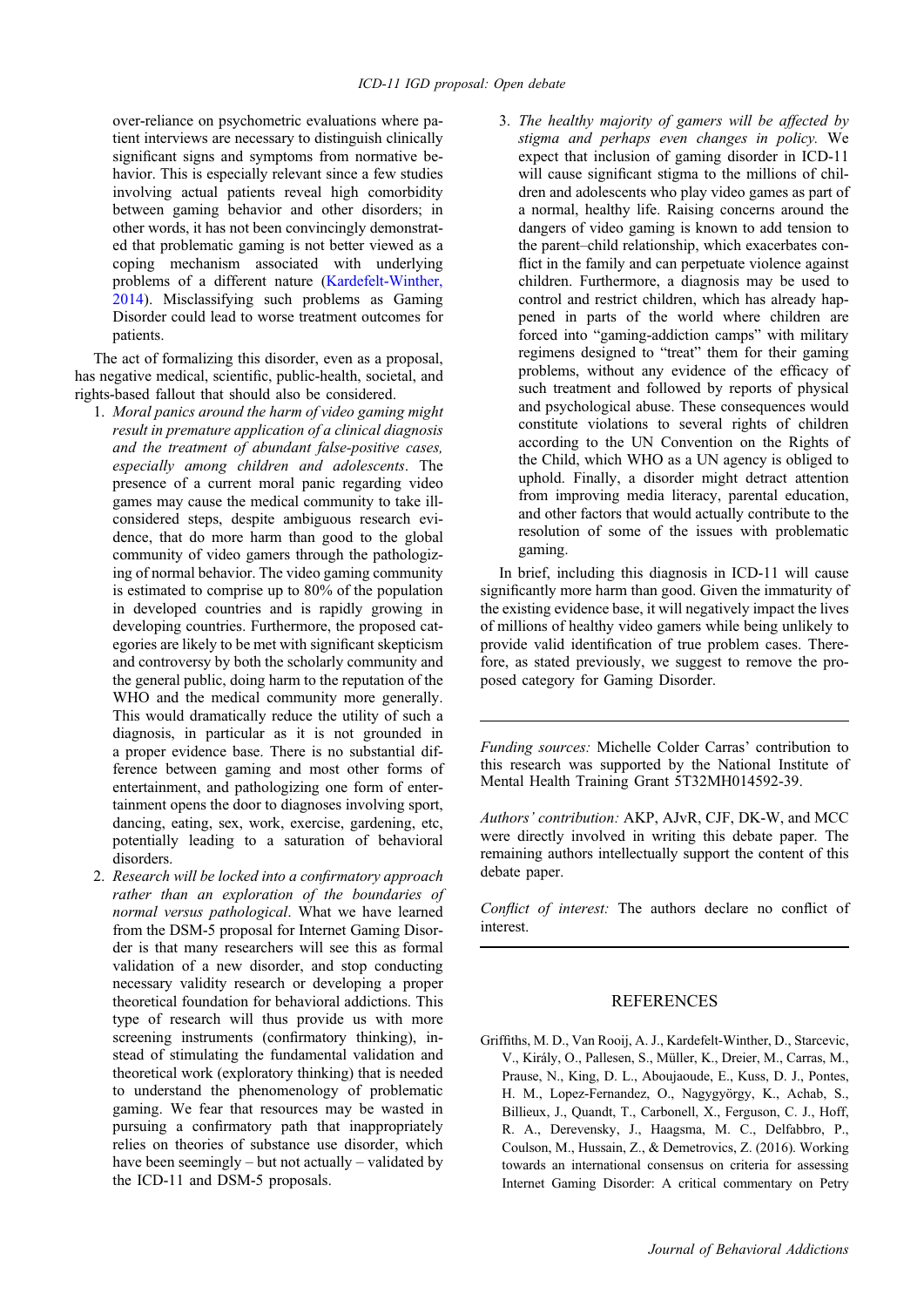over-reliance on psychometric evaluations where patient interviews are necessary to distinguish clinically significant signs and symptoms from normative behavior. This is especially relevant since a few studies involving actual patients reveal high comorbidity between gaming behavior and other disorders; in other words, it has not been convincingly demonstrated that problematic gaming is not better viewed as a coping mechanism associated with underlying problems of a different nature (Kardefelt-Winther, 2014). Misclassifying such problems as Gaming Disorder could lead to worse treatment outcomes for patients.

The act of formalizing this disorder, even as a proposal, has negative medical, scientific, public-health, societal, and rights-based fallout that should also be considered.

1. *Moral panics around the harm of video gaming might result in premature application of a clinical diagnosis and the treatment of abundant false-positive cases, especially among children and adolescents*. The presence of a current moral panic regarding video games may cause the medical community to take ill-considered steps, despite ambiguous research evidence, that do more harm than good to the global community of video gamers through the pathologizing of normal behavior. The video gaming community is estimated to comprise up to 80% of the population in developed countries and is rapidly growing in developing countries. Furthermore, the proposed categories are likely to be met with significant skepticism and controversy by both the scholarly community and the general public, doing harm to the reputation of the WHO and the medical community more generally. This would dramatically reduce the utility of such a diagnosis, in particular as it is not grounded in a proper evidence base. There is no substantial difference between gaming and most other forms of entertainment, and pathologizing one form of entertainment opens the door to diagnoses involving sport, dancing, eating, sex, work, exercise, gardening, etc, potentially leading to a saturation of behavioral disorders.
2. *Research will be locked into a confirmatory approach rather than an exploration of the boundaries of normal versus pathological*. What we have learned from the DSM-5 proposal for Internet Gaming Disorder is that many researchers will see this as formal validation of a new disorder, and stop conducting necessary validity research or developing a proper theoretical foundation for behavioral addictions. This type of research will thus provide us with more screening instruments (confirmatory thinking), instead of stimulating the fundamental validation and theoretical work (exploratory thinking) that is needed to understand the phenomenology of problematic gaming. We fear that resources may be wasted in pursuing a confirmatory path that inappropriately relies on theories of substance use disorder, which have been seemingly – but not actually – validated by the ICD-11 and DSM-5 proposals.
3. *The healthy majority of gamers will be affected by stigma and perhaps even changes in policy*. We expect that inclusion of gaming disorder in ICD-11 will cause significant stigma to the millions of children and adolescents who play video games as part of a normal, healthy life. Raising concerns around the dangers of video gaming is known to add tension to the parent–child relationship, which exacerbates conflict in the family and can perpetuate violence against children. Furthermore, a diagnosis may be used to control and restrict children, which has already happened in parts of the world where children are forced into "gaming-addiction camps" with military regimens designed to "treat" them for their gaming problems, without any evidence of the efficacy of such treatment and followed by reports of physical and psychological abuse. These consequences would constitute violations to several rights of children according to the UN Convention on the Rights of the Child, which WHO as a UN agency is obliged to uphold. Finally, a disorder might detract attention from improving media literacy, parental education, and other factors that would actually contribute to the resolution of some of the issues with problematic gaming.

In brief, including this diagnosis in ICD-11 will cause significantly more harm than good. Given the immaturity of the existing evidence base, it will negatively impact the lives of millions of healthy video gamers while being unlikely to provide valid identification of true problem cases. Therefore, as stated previously, we suggest to remove the proposed category for Gaming Disorder.

---

*Funding sources:* Michelle Colder Carras' contribution to this research was supported by the National Institute of Mental Health Training Grant 5T32MH014592-39.

*Authors' contribution:* AKP, AJvR, CJF, DK-W, and MCC were directly involved in writing this debate paper. The remaining authors intellectually support the content of this debate paper.

*Conflict of interest:* The authors declare no conflict of interest.

## REFERENCES

Griffiths, M. D., Van Rooij, A. J., Kardefelt-Winther, D., Starcevic, V., Király, O., Pallesen, S., Müller, K., Dreier, M., Carras, M., Prause, N., King, D. L., Aboujaoude, E., Kuss, D. J., Pontes, H. M., Lopez-Fernandez, O., Nagygyörgy, K., Achab, S., Billieux, J., Quandt, T., Carbonell, X., Ferguson, C. J., Hoff, R. A., Derevensky, J., Haagsma, M. C., Delfabbro, P., Coulson, M., Hussain, Z., & Demetrovics, Z. (2016). Working towards an international consensus on criteria for assessing Internet Gaming Disorder: A critical commentary on Petry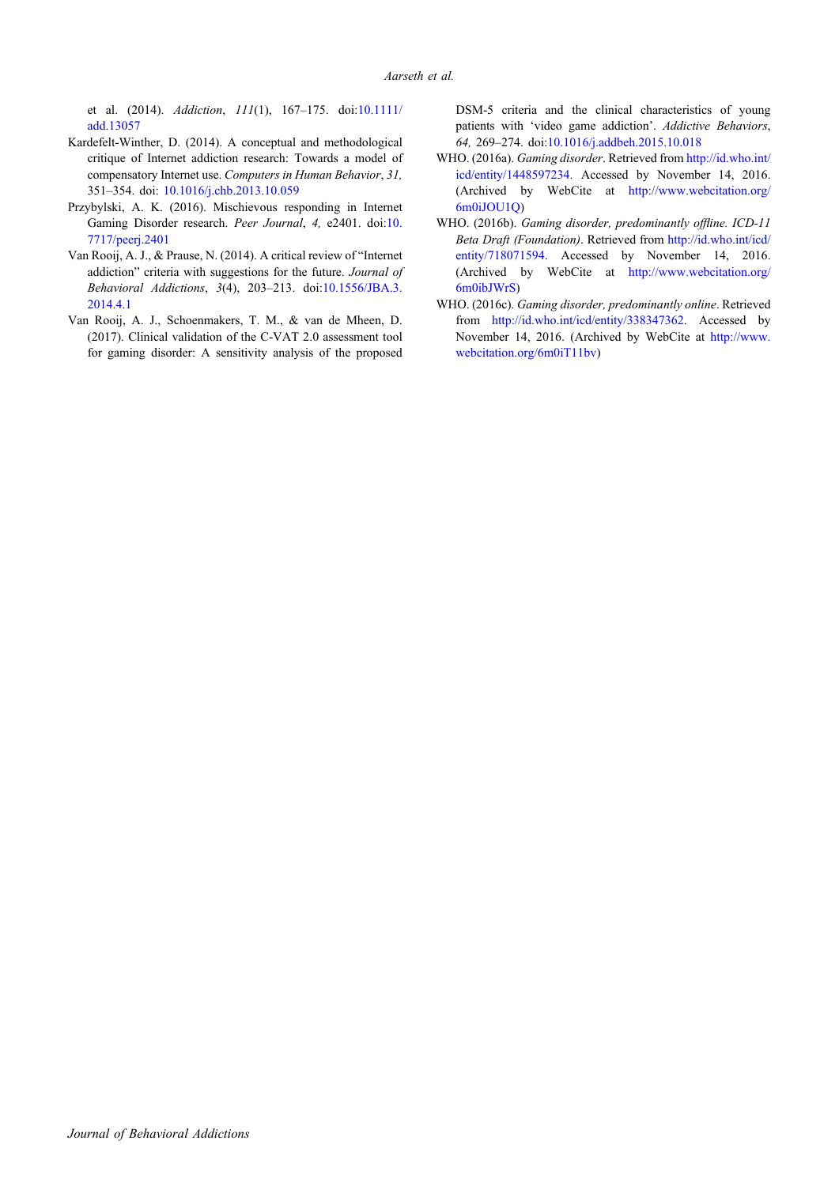et al. (2014). *Addiction*, *111*(1), 167–175. doi:10.1111/add.13057

Kardefelt-Winther, D. (2014). A conceptual and methodological critique of Internet addiction research: Towards a model of compensatory Internet use. *Computers in Human Behavior*, *31,* 351–354. doi: 10.1016/j.chb.2013.10.059

Przybylski, A. K. (2016). Mischievous responding in Internet Gaming Disorder research. *Peer Journal*, *4,* e2401. doi:10.7717/peerj.2401

Van Rooij, A. J., & Prause, N. (2014). A critical review of "Internet addiction" criteria with suggestions for the future. *Journal of Behavioral Addictions*, *3*(4), 203–213. doi:10.1556/JBA.3.2014.4.1

Van Rooij, A. J., Schoenmakers, T. M., & van de Mheen, D. (2017). Clinical validation of the C-VAT 2.0 assessment tool for gaming disorder: A sensitivity analysis of the proposed DSM-5 criteria and the clinical characteristics of young patients with 'video game addiction'. *Addictive Behaviors*, *64,* 269–274. doi:10.1016/j.addbeh.2015.10.018

WHO. (2016a). *Gaming disorder*. Retrieved from http://id.who.int/icd/entity/1448597234. Accessed by November 14, 2016. (Archived by WebCite at http://www.webcitation.org/6m0iJOU1Q)

WHO. (2016b). *Gaming disorder, predominantly offline. ICD-11 Beta Draft (Foundation)*. Retrieved from http://id.who.int/icd/entity/718071594. Accessed by November 14, 2016. (Archived by WebCite at http://www.webcitation.org/6m0ibJWrS)

WHO. (2016c). *Gaming disorder, predominantly online*. Retrieved from http://id.who.int/icd/entity/338347362. Accessed by November 14, 2016. (Archived by WebCite at http://www.webcitation.org/6m0iT11bv)